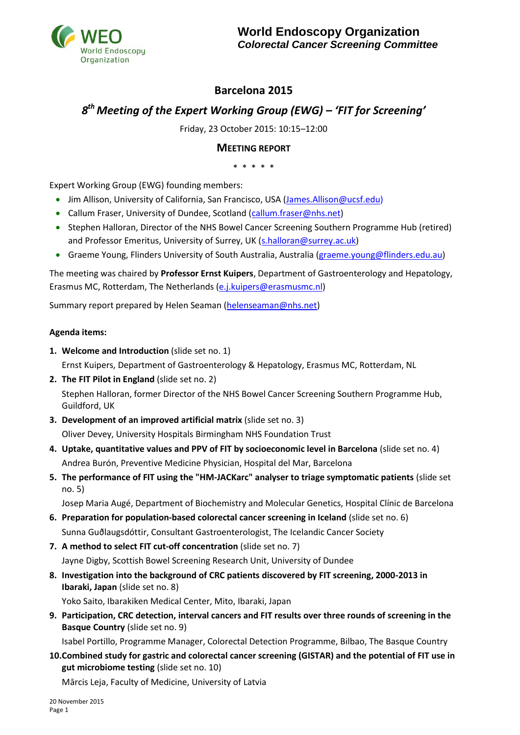World Endoscopy Organization
*Colorectal Cancer Screening Committee*

# Barcelona 2015

## *8th Meeting of the Expert Working Group (EWG) – 'FIT for Screening'*

Friday, 23 October 2015: 10:15–12:00

### MEETING REPORT

\* \* \* \* \*

Expert Working Group (EWG) founding members:

- Jim Allison, University of California, San Francisco, USA (James.Allison@ucsf.edu)
- Callum Fraser, University of Dundee, Scotland (callum.fraser@nhs.net)
- Stephen Halloran, Director of the NHS Bowel Cancer Screening Southern Programme Hub (retired) and Professor Emeritus, University of Surrey, UK (s.halloran@surrey.ac.uk)
- Graeme Young, Flinders University of South Australia, Australia (graeme.young@flinders.edu.au)

The meeting was chaired by **Professor Ernst Kuipers**, Department of Gastroenterology and Hepatology, Erasmus MC, Rotterdam, The Netherlands (e.j.kuipers@erasmusmc.nl)

Summary report prepared by Helen Seaman (helenseaman@nhs.net)

**Agenda items:**

1. **Welcome and Introduction** (slide set no. 1)
   Ernst Kuipers, Department of Gastroenterology & Hepatology, Erasmus MC, Rotterdam, NL
2. **The FIT Pilot in England** (slide set no. 2)
   Stephen Halloran, former Director of the NHS Bowel Cancer Screening Southern Programme Hub, Guildford, UK
3. **Development of an improved artificial matrix** (slide set no. 3)
   Oliver Devey, University Hospitals Birmingham NHS Foundation Trust
4. **Uptake, quantitative values and PPV of FIT by socioeconomic level in Barcelona** (slide set no. 4)
   Andrea Burón, Preventive Medicine Physician, Hospital del Mar, Barcelona
5. **The performance of FIT using the "HM-JACKarc" analyser to triage symptomatic patients** (slide set no. 5)
   Josep Maria Augé, Department of Biochemistry and Molecular Genetics, Hospital Clínic de Barcelona
6. **Preparation for population-based colorectal cancer screening in Iceland** (slide set no. 6)
   Sunna Guðlaugsdóttir, Consultant Gastroenterologist, The Icelandic Cancer Society
7. **A method to select FIT cut-off concentration** (slide set no. 7)
   Jayne Digby, Scottish Bowel Screening Research Unit, University of Dundee
8. **Investigation into the background of CRC patients discovered by FIT screening, 2000-2013 in Ibaraki, Japan** (slide set no. 8)
   Yoko Saito, Ibarakiken Medical Center, Mito, Ibaraki, Japan
9. **Participation, CRC detection, interval cancers and FIT results over three rounds of screening in the Basque Country** (slide set no. 9)
   Isabel Portillo, Programme Manager, Colorectal Detection Programme, Bilbao, The Basque Country
10. **Combined study for gastric and colorectal cancer screening (GISTAR) and the potential of FIT use in gut microbiome testing** (slide set no. 10)
    Mārcis Leja, Faculty of Medicine, University of Latvia

20 November 2015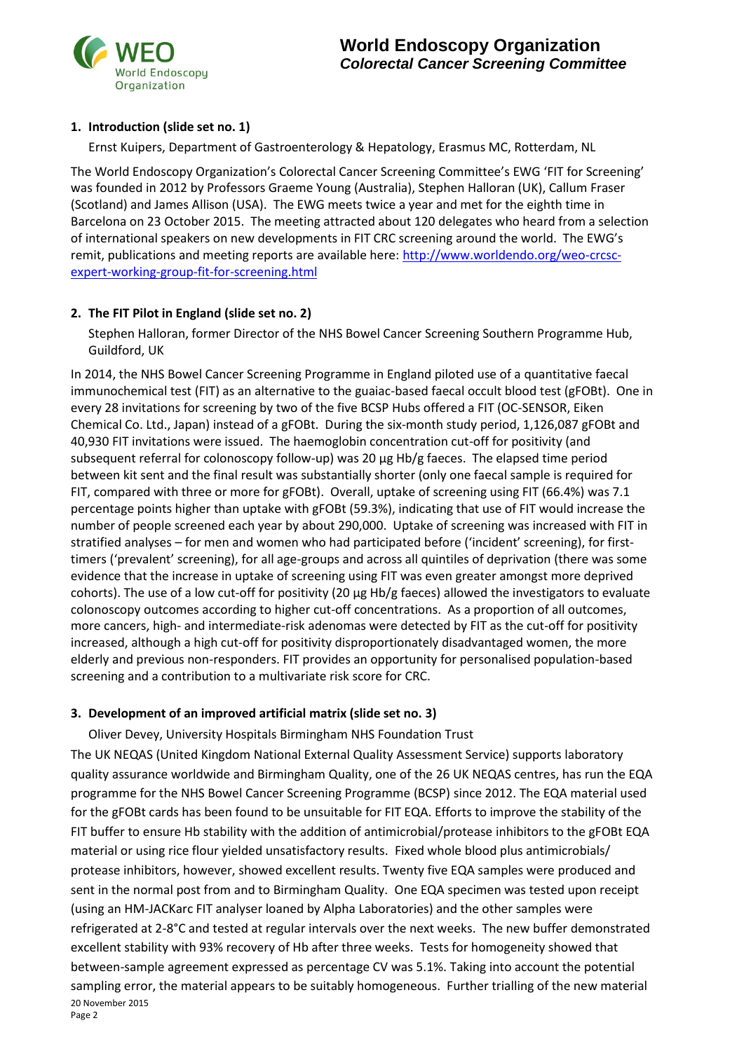## 1. Introduction (slide set no. 1)

Ernst Kuipers, Department of Gastroenterology & Hepatology, Erasmus MC, Rotterdam, NL

The World Endoscopy Organization's Colorectal Cancer Screening Committee's EWG 'FIT for Screening' was founded in 2012 by Professors Graeme Young (Australia), Stephen Halloran (UK), Callum Fraser (Scotland) and James Allison (USA). The EWG meets twice a year and met for the eighth time in Barcelona on 23 October 2015. The meeting attracted about 120 delegates who heard from a selection of international speakers on new developments in FIT CRC screening around the world. The EWG's remit, publications and meeting reports are available here: http://www.worldendo.org/weo-crcsc-expert-working-group-fit-for-screening.html

## 2. The FIT Pilot in England (slide set no. 2)

Stephen Halloran, former Director of the NHS Bowel Cancer Screening Southern Programme Hub, Guildford, UK

In 2014, the NHS Bowel Cancer Screening Programme in England piloted use of a quantitative faecal immunochemical test (FIT) as an alternative to the guaiac-based faecal occult blood test (gFOBt). One in every 28 invitations for screening by two of the five BCSP Hubs offered a FIT (OC-SENSOR, Eiken Chemical Co. Ltd., Japan) instead of a gFOBt. During the six-month study period, 1,126,087 gFOBt and 40,930 FIT invitations were issued. The haemoglobin concentration cut-off for positivity (and subsequent referral for colonoscopy follow-up) was 20 µg Hb/g faeces. The elapsed time period between kit sent and the final result was substantially shorter (only one faecal sample is required for FIT, compared with three or more for gFOBt). Overall, uptake of screening using FIT (66.4%) was 7.1 percentage points higher than uptake with gFOBt (59.3%), indicating that use of FIT would increase the number of people screened each year by about 290,000. Uptake of screening was increased with FIT in stratified analyses – for men and women who had participated before ('incident' screening), for first-timers ('prevalent' screening), for all age-groups and across all quintiles of deprivation (there was some evidence that the increase in uptake of screening using FIT was even greater amongst more deprived cohorts). The use of a low cut-off for positivity (20 µg Hb/g faeces) allowed the investigators to evaluate colonoscopy outcomes according to higher cut-off concentrations. As a proportion of all outcomes, more cancers, high- and intermediate-risk adenomas were detected by FIT as the cut-off for positivity increased, although a high cut-off for positivity disproportionately disadvantaged women, the more elderly and previous non-responders. FIT provides an opportunity for personalised population-based screening and a contribution to a multivariate risk score for CRC.

## 3. Development of an improved artificial matrix (slide set no. 3)

Oliver Devey, University Hospitals Birmingham NHS Foundation Trust

The UK NEQAS (United Kingdom National External Quality Assessment Service) supports laboratory quality assurance worldwide and Birmingham Quality, one of the 26 UK NEQAS centres, has run the EQA programme for the NHS Bowel Cancer Screening Programme (BCSP) since 2012. The EQA material used for the gFOBt cards has been found to be unsuitable for FIT EQA. Efforts to improve the stability of the FIT buffer to ensure Hb stability with the addition of antimicrobial/protease inhibitors to the gFOBt EQA material or using rice flour yielded unsatisfactory results. Fixed whole blood plus antimicrobials/ protease inhibitors, however, showed excellent results. Twenty five EQA samples were produced and sent in the normal post from and to Birmingham Quality. One EQA specimen was tested upon receipt (using an HM-JACKarc FIT analyser loaned by Alpha Laboratories) and the other samples were refrigerated at 2-8°C and tested at regular intervals over the next weeks. The new buffer demonstrated excellent stability with 93% recovery of Hb after three weeks. Tests for homogeneity showed that between-sample agreement expressed as percentage CV was 5.1%. Taking into account the potential sampling error, the material appears to be suitably homogeneous. Further trialling of the new material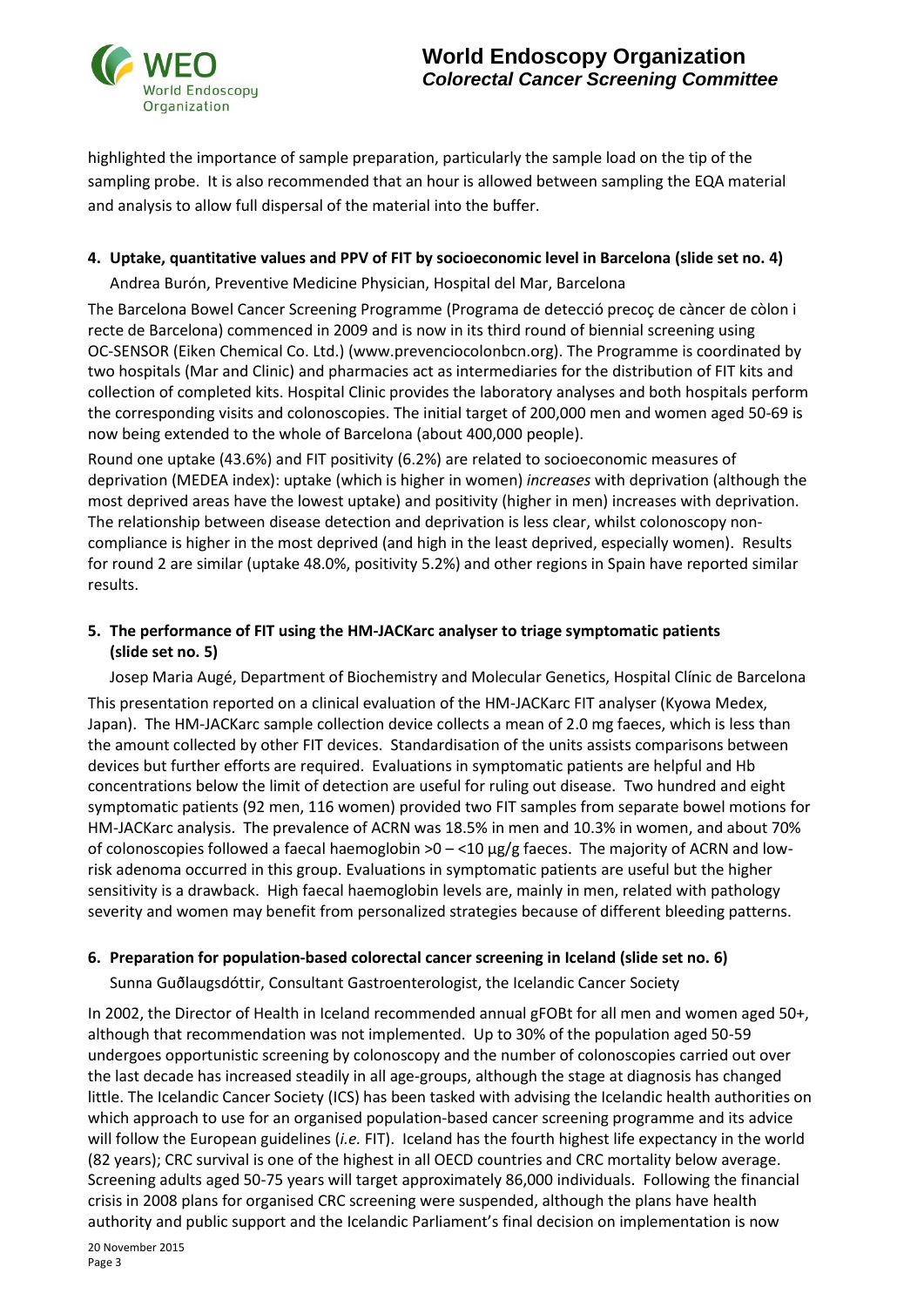highlighted the importance of sample preparation, particularly the sample load on the tip of the sampling probe. It is also recommended that an hour is allowed between sampling the EQA material and analysis to allow full dispersal of the material into the buffer.

### 4. Uptake, quantitative values and PPV of FIT by socioeconomic level in Barcelona (slide set no. 4)

Andrea Burón, Preventive Medicine Physician, Hospital del Mar, Barcelona

The Barcelona Bowel Cancer Screening Programme (Programa de detecció precoç de càncer de còlon i recte de Barcelona) commenced in 2009 and is now in its third round of biennial screening using OC-SENSOR (Eiken Chemical Co. Ltd.) (www.prevenciocolonbcn.org). The Programme is coordinated by two hospitals (Mar and Clinic) and pharmacies act as intermediaries for the distribution of FIT kits and collection of completed kits. Hospital Clinic provides the laboratory analyses and both hospitals perform the corresponding visits and colonoscopies. The initial target of 200,000 men and women aged 50-69 is now being extended to the whole of Barcelona (about 400,000 people).

Round one uptake (43.6%) and FIT positivity (6.2%) are related to socioeconomic measures of deprivation (MEDEA index): uptake (which is higher in women) *increases* with deprivation (although the most deprived areas have the lowest uptake) and positivity (higher in men) increases with deprivation. The relationship between disease detection and deprivation is less clear, whilst colonoscopy non-compliance is higher in the most deprived (and high in the least deprived, especially women). Results for round 2 are similar (uptake 48.0%, positivity 5.2%) and other regions in Spain have reported similar results.

### 5. The performance of FIT using the HM-JACKarc analyser to triage symptomatic patients (slide set no. 5)

Josep Maria Augé, Department of Biochemistry and Molecular Genetics, Hospital Clínic de Barcelona

This presentation reported on a clinical evaluation of the HM-JACKarc FIT analyser (Kyowa Medex, Japan). The HM-JACKarc sample collection device collects a mean of 2.0 mg faeces, which is less than the amount collected by other FIT devices. Standardisation of the units assists comparisons between devices but further efforts are required. Evaluations in symptomatic patients are helpful and Hb concentrations below the limit of detection are useful for ruling out disease. Two hundred and eight symptomatic patients (92 men, 116 women) provided two FIT samples from separate bowel motions for HM-JACKarc analysis. The prevalence of ACRN was 18.5% in men and 10.3% in women, and about 70% of colonoscopies followed a faecal haemoglobin >0 – <10 µg/g faeces. The majority of ACRN and low-risk adenoma occurred in this group. Evaluations in symptomatic patients are useful but the higher sensitivity is a drawback. High faecal haemoglobin levels are, mainly in men, related with pathology severity and women may benefit from personalized strategies because of different bleeding patterns.

### 6. Preparation for population-based colorectal cancer screening in Iceland (slide set no. 6)

Sunna Guðlaugsdóttir, Consultant Gastroenterologist, the Icelandic Cancer Society

In 2002, the Director of Health in Iceland recommended annual gFOBt for all men and women aged 50+, although that recommendation was not implemented. Up to 30% of the population aged 50-59 undergoes opportunistic screening by colonoscopy and the number of colonoscopies carried out over the last decade has increased steadily in all age-groups, although the stage at diagnosis has changed little. The Icelandic Cancer Society (ICS) has been tasked with advising the Icelandic health authorities on which approach to use for an organised population-based cancer screening programme and its advice will follow the European guidelines (*i.e.* FIT). Iceland has the fourth highest life expectancy in the world (82 years); CRC survival is one of the highest in all OECD countries and CRC mortality below average. Screening adults aged 50-75 years will target approximately 86,000 individuals. Following the financial crisis in 2008 plans for organised CRC screening were suspended, although the plans have health authority and public support and the Icelandic Parliament's final decision on implementation is now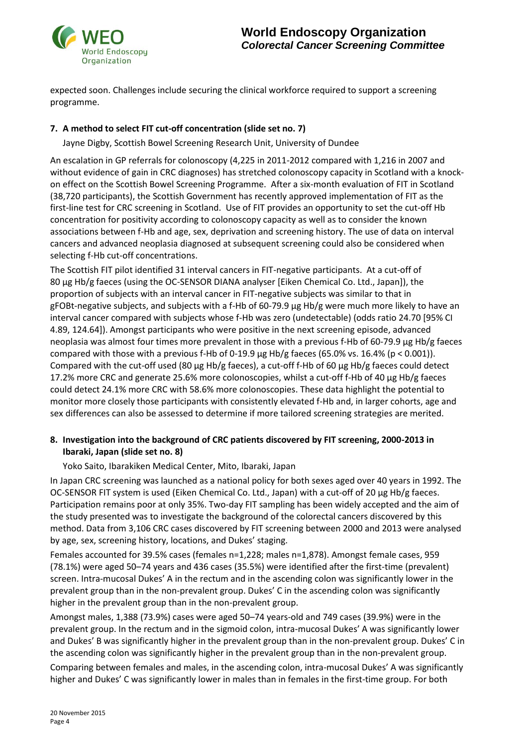expected soon. Challenges include securing the clinical workforce required to support a screening programme.

**7. A method to select FIT cut-off concentration (slide set no. 7)**

Jayne Digby, Scottish Bowel Screening Research Unit, University of Dundee

An escalation in GP referrals for colonoscopy (4,225 in 2011-2012 compared with 1,216 in 2007 and without evidence of gain in CRC diagnoses) has stretched colonoscopy capacity in Scotland with a knock-on effect on the Scottish Bowel Screening Programme. After a six-month evaluation of FIT in Scotland (38,720 participants), the Scottish Government has recently approved implementation of FIT as the first-line test for CRC screening in Scotland. Use of FIT provides an opportunity to set the cut-off Hb concentration for positivity according to colonoscopy capacity as well as to consider the known associations between f-Hb and age, sex, deprivation and screening history. The use of data on interval cancers and advanced neoplasia diagnosed at subsequent screening could also be considered when selecting f-Hb cut-off concentrations.

The Scottish FIT pilot identified 31 interval cancers in FIT-negative participants. At a cut-off of 80 µg Hb/g faeces (using the OC-SENSOR DIANA analyser [Eiken Chemical Co. Ltd., Japan]), the proportion of subjects with an interval cancer in FIT-negative subjects was similar to that in gFOBt-negative subjects, and subjects with a f-Hb of 60-79.9 µg Hb/g were much more likely to have an interval cancer compared with subjects whose f-Hb was zero (undetectable) (odds ratio 24.70 [95% CI 4.89, 124.64]). Amongst participants who were positive in the next screening episode, advanced neoplasia was almost four times more prevalent in those with a previous f-Hb of 60-79.9 µg Hb/g faeces compared with those with a previous f-Hb of 0-19.9 µg Hb/g faeces (65.0% vs. 16.4% ($p < 0.001$)). Compared with the cut-off used (80 µg Hb/g faeces), a cut-off f-Hb of 60 µg Hb/g faeces could detect 17.2% more CRC and generate 25.6% more colonoscopies, whilst a cut-off f-Hb of 40 µg Hb/g faeces could detect 24.1% more CRC with 58.6% more colonoscopies. These data highlight the potential to monitor more closely those participants with consistently elevated f-Hb and, in larger cohorts, age and sex differences can also be assessed to determine if more tailored screening strategies are merited.

**8. Investigation into the background of CRC patients discovered by FIT screening, 2000-2013 in Ibaraki, Japan (slide set no. 8)**

Yoko Saito, Ibarakiken Medical Center, Mito, Ibaraki, Japan

In Japan CRC screening was launched as a national policy for both sexes aged over 40 years in 1992. The OC-SENSOR FIT system is used (Eiken Chemical Co. Ltd., Japan) with a cut-off of 20 µg Hb/g faeces. Participation remains poor at only 35%. Two-day FIT sampling has been widely accepted and the aim of the study presented was to investigate the background of the colorectal cancers discovered by this method. Data from 3,106 CRC cases discovered by FIT screening between 2000 and 2013 were analysed by age, sex, screening history, locations, and Dukes' staging.

Females accounted for 39.5% cases (females n=1,228; males n=1,878). Amongst female cases, 959 (78.1%) were aged 50–74 years and 436 cases (35.5%) were identified after the first-time (prevalent) screen. Intra-mucosal Dukes' A in the rectum and in the ascending colon was significantly lower in the prevalent group than in the non-prevalent group. Dukes' C in the ascending colon was significantly higher in the prevalent group than in the non-prevalent group.

Amongst males, 1,388 (73.9%) cases were aged 50–74 years-old and 749 cases (39.9%) were in the prevalent group. In the rectum and in the sigmoid colon, intra-mucosal Dukes' A was significantly lower and Dukes' B was significantly higher in the prevalent group than in the non-prevalent group. Dukes' C in the ascending colon was significantly higher in the prevalent group than in the non-prevalent group.

Comparing between females and males, in the ascending colon, intra-mucosal Dukes' A was significantly higher and Dukes' C was significantly lower in males than in females in the first-time group. For both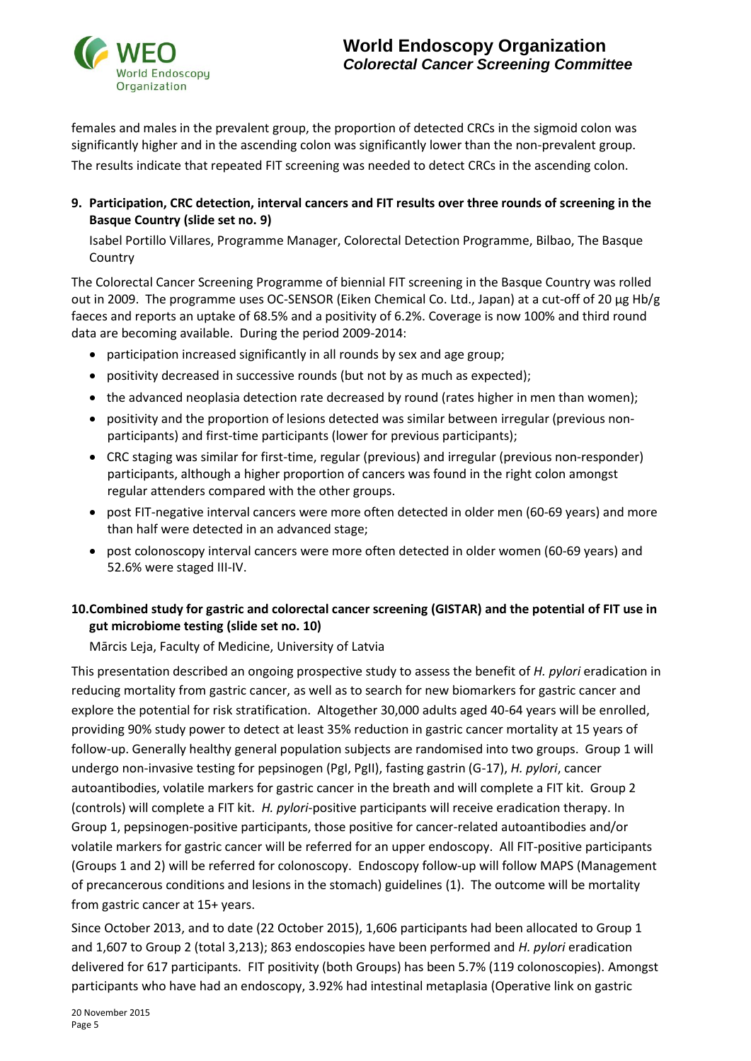females and males in the prevalent group, the proportion of detected CRCs in the sigmoid colon was significantly higher and in the ascending colon was significantly lower than the non-prevalent group. The results indicate that repeated FIT screening was needed to detect CRCs in the ascending colon.

**9. Participation, CRC detection, interval cancers and FIT results over three rounds of screening in the Basque Country (slide set no. 9)**

Isabel Portillo Villares, Programme Manager, Colorectal Detection Programme, Bilbao, The Basque Country

The Colorectal Cancer Screening Programme of biennial FIT screening in the Basque Country was rolled out in 2009. The programme uses OC-SENSOR (Eiken Chemical Co. Ltd., Japan) at a cut-off of 20 µg Hb/g faeces and reports an uptake of 68.5% and a positivity of 6.2%. Coverage is now 100% and third round data are becoming available. During the period 2009-2014:

- participation increased significantly in all rounds by sex and age group;
- positivity decreased in successive rounds (but not by as much as expected);
- the advanced neoplasia detection rate decreased by round (rates higher in men than women);
- positivity and the proportion of lesions detected was similar between irregular (previous non-participants) and first-time participants (lower for previous participants);
- CRC staging was similar for first-time, regular (previous) and irregular (previous non-responder) participants, although a higher proportion of cancers was found in the right colon amongst regular attenders compared with the other groups.
- post FIT-negative interval cancers were more often detected in older men (60-69 years) and more than half were detected in an advanced stage;
- post colonoscopy interval cancers were more often detected in older women (60-69 years) and 52.6% were staged III-IV.

**10. Combined study for gastric and colorectal cancer screening (GISTAR) and the potential of FIT use in gut microbiome testing (slide set no. 10)**

Mārcis Leja, Faculty of Medicine, University of Latvia

This presentation described an ongoing prospective study to assess the benefit of *H. pylori* eradication in reducing mortality from gastric cancer, as well as to search for new biomarkers for gastric cancer and explore the potential for risk stratification. Altogether 30,000 adults aged 40-64 years will be enrolled, providing 90% study power to detect at least 35% reduction in gastric cancer mortality at 15 years of follow-up. Generally healthy general population subjects are randomised into two groups. Group 1 will undergo non-invasive testing for pepsinogen (PgI, PgII), fasting gastrin (G-17), *H. pylori*, cancer autoantibodies, volatile markers for gastric cancer in the breath and will complete a FIT kit. Group 2 (controls) will complete a FIT kit. *H. pylori*-positive participants will receive eradication therapy. In Group 1, pepsinogen-positive participants, those positive for cancer-related autoantibodies and/or volatile markers for gastric cancer will be referred for an upper endoscopy. All FIT-positive participants (Groups 1 and 2) will be referred for colonoscopy. Endoscopy follow-up will follow MAPS (Management of precancerous conditions and lesions in the stomach) guidelines (1). The outcome will be mortality from gastric cancer at 15+ years.

Since October 2013, and to date (22 October 2015), 1,606 participants had been allocated to Group 1 and 1,607 to Group 2 (total 3,213); 863 endoscopies have been performed and *H. pylori* eradication delivered for 617 participants. FIT positivity (both Groups) has been 5.7% (119 colonoscopies). Amongst participants who have had an endoscopy, 3.92% had intestinal metaplasia (Operative link on gastric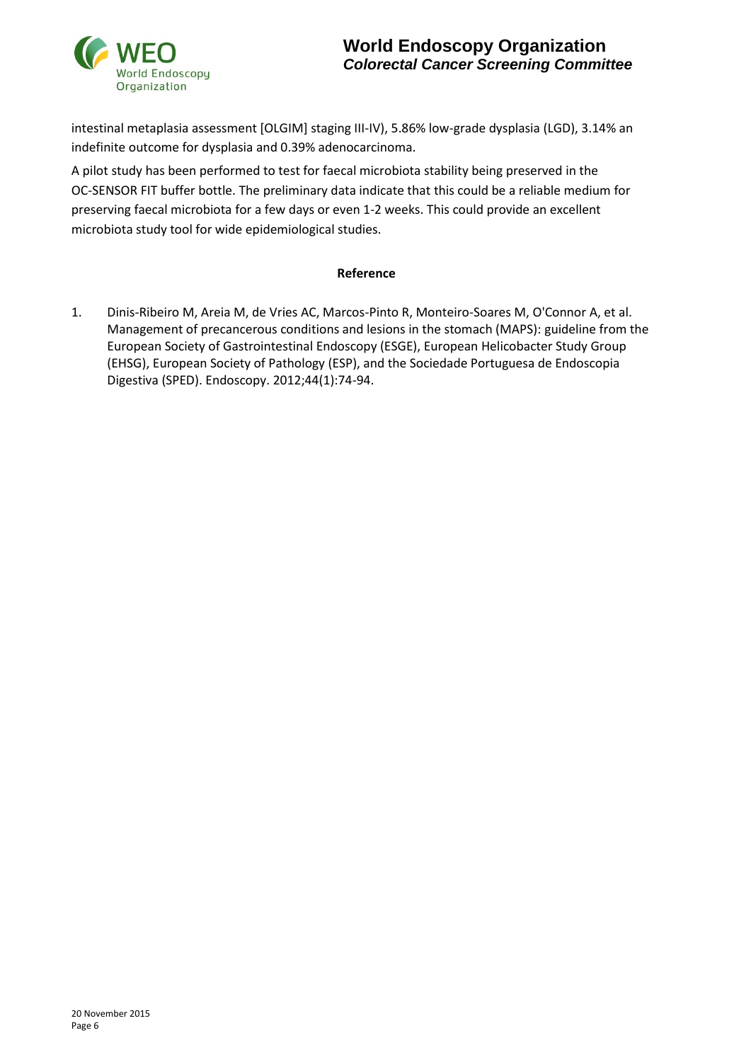intestinal metaplasia assessment [OLGIM] staging III-IV), 5.86% low-grade dysplasia (LGD), 3.14% an indefinite outcome for dysplasia and 0.39% adenocarcinoma.

A pilot study has been performed to test for faecal microbiota stability being preserved in the OC-SENSOR FIT buffer bottle. The preliminary data indicate that this could be a reliable medium for preserving faecal microbiota for a few days or even 1-2 weeks. This could provide an excellent microbiota study tool for wide epidemiological studies.

**Reference**

1. Dinis-Ribeiro M, Areia M, de Vries AC, Marcos-Pinto R, Monteiro-Soares M, O'Connor A, et al. Management of precancerous conditions and lesions in the stomach (MAPS): guideline from the European Society of Gastrointestinal Endoscopy (ESGE), European Helicobacter Study Group (EHSG), European Society of Pathology (ESP), and the Sociedade Portuguesa de Endoscopia Digestiva (SPED). Endoscopy. 2012;44(1):74-94.